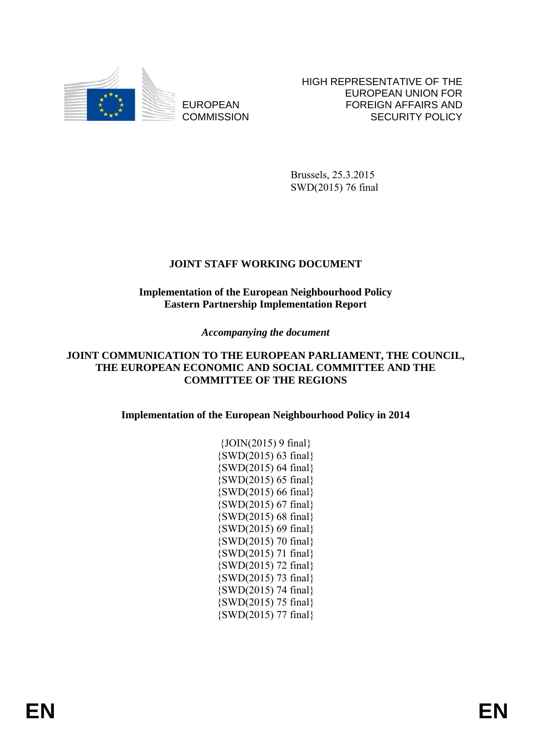EUROPEAN COMMISSION

HIGH REPRESENTATIVE OF THE EUROPEAN UNION FOR FOREIGN AFFAIRS AND SECURITY POLICY

Brussels, 25.3.2015
SWD(2015) 76 final

# JOINT STAFF WORKING DOCUMENT

**Implementation of the European Neighbourhood Policy**
**Eastern Partnership Implementation Report**

*Accompanying the document*

**JOINT COMMUNICATION TO THE EUROPEAN PARLIAMENT, THE COUNCIL, THE EUROPEAN ECONOMIC AND SOCIAL COMMITTEE AND THE COMMITTEE OF THE REGIONS**

**Implementation of the European Neighbourhood Policy in 2014**

{JOIN(2015) 9 final}
{SWD(2015) 63 final}
{SWD(2015) 64 final}
{SWD(2015) 65 final}
{SWD(2015) 66 final}
{SWD(2015) 67 final}
{SWD(2015) 68 final}
{SWD(2015) 69 final}
{SWD(2015) 70 final}
{SWD(2015) 71 final}
{SWD(2015) 72 final}
{SWD(2015) 73 final}
{SWD(2015) 74 final}
{SWD(2015) 75 final}
{SWD(2015) 77 final}

EN EN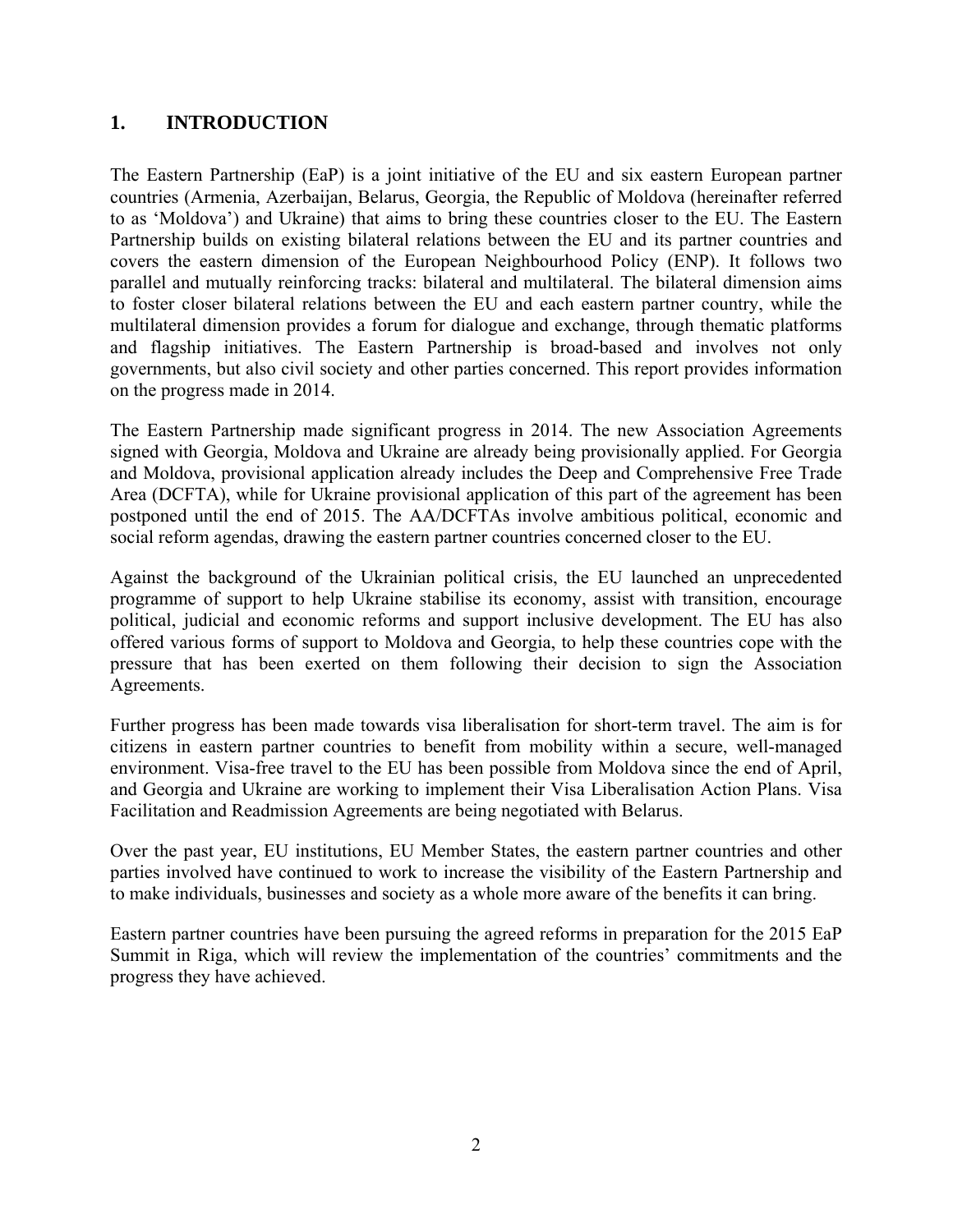# 1. INTRODUCTION

The Eastern Partnership (EaP) is a joint initiative of the EU and six eastern European partner countries (Armenia, Azerbaijan, Belarus, Georgia, the Republic of Moldova (hereinafter referred to as 'Moldova') and Ukraine) that aims to bring these countries closer to the EU. The Eastern Partnership builds on existing bilateral relations between the EU and its partner countries and covers the eastern dimension of the European Neighbourhood Policy (ENP). It follows two parallel and mutually reinforcing tracks: bilateral and multilateral. The bilateral dimension aims to foster closer bilateral relations between the EU and each eastern partner country, while the multilateral dimension provides a forum for dialogue and exchange, through thematic platforms and flagship initiatives. The Eastern Partnership is broad-based and involves not only governments, but also civil society and other parties concerned. This report provides information on the progress made in 2014.

The Eastern Partnership made significant progress in 2014. The new Association Agreements signed with Georgia, Moldova and Ukraine are already being provisionally applied. For Georgia and Moldova, provisional application already includes the Deep and Comprehensive Free Trade Area (DCFTA), while for Ukraine provisional application of this part of the agreement has been postponed until the end of 2015. The AA/DCFTAs involve ambitious political, economic and social reform agendas, drawing the eastern partner countries concerned closer to the EU.

Against the background of the Ukrainian political crisis, the EU launched an unprecedented programme of support to help Ukraine stabilise its economy, assist with transition, encourage political, judicial and economic reforms and support inclusive development. The EU has also offered various forms of support to Moldova and Georgia, to help these countries cope with the pressure that has been exerted on them following their decision to sign the Association Agreements.

Further progress has been made towards visa liberalisation for short-term travel. The aim is for citizens in eastern partner countries to benefit from mobility within a secure, well-managed environment. Visa-free travel to the EU has been possible from Moldova since the end of April, and Georgia and Ukraine are working to implement their Visa Liberalisation Action Plans. Visa Facilitation and Readmission Agreements are being negotiated with Belarus.

Over the past year, EU institutions, EU Member States, the eastern partner countries and other parties involved have continued to work to increase the visibility of the Eastern Partnership and to make individuals, businesses and society as a whole more aware of the benefits it can bring.

Eastern partner countries have been pursuing the agreed reforms in preparation for the 2015 EaP Summit in Riga, which will review the implementation of the countries' commitments and the progress they have achieved.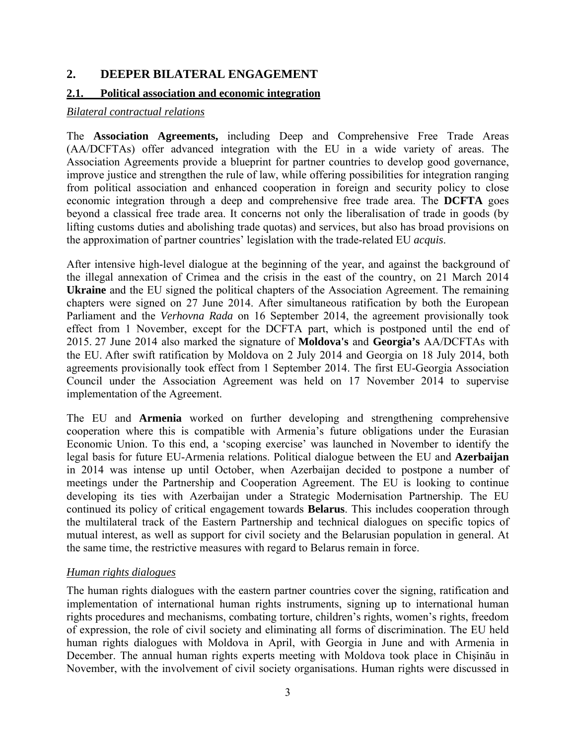## 2. DEEPER BILATERAL ENGAGEMENT

### 2.1. Political association and economic integration

*Bilateral contractual relations*

The **Association Agreements,** including Deep and Comprehensive Free Trade Areas (AA/DCFTAs) offer advanced integration with the EU in a wide variety of areas. The Association Agreements provide a blueprint for partner countries to develop good governance, improve justice and strengthen the rule of law, while offering possibilities for integration ranging from political association and enhanced cooperation in foreign and security policy to close economic integration through a deep and comprehensive free trade area. The **DCFTA** goes beyond a classical free trade area. It concerns not only the liberalisation of trade in goods (by lifting customs duties and abolishing trade quotas) and services, but also has broad provisions on the approximation of partner countries' legislation with the trade-related EU *acquis*.

After intensive high-level dialogue at the beginning of the year, and against the background of the illegal annexation of Crimea and the crisis in the east of the country, on 21 March 2014 **Ukraine** and the EU signed the political chapters of the Association Agreement. The remaining chapters were signed on 27 June 2014. After simultaneous ratification by both the European Parliament and the *Verhovna Rada* on 16 September 2014, the agreement provisionally took effect from 1 November, except for the DCFTA part, which is postponed until the end of 2015. 27 June 2014 also marked the signature of **Moldova's** and **Georgia's** AA/DCFTAs with the EU. After swift ratification by Moldova on 2 July 2014 and Georgia on 18 July 2014, both agreements provisionally took effect from 1 September 2014. The first EU-Georgia Association Council under the Association Agreement was held on 17 November 2014 to supervise implementation of the Agreement.

The EU and **Armenia** worked on further developing and strengthening comprehensive cooperation where this is compatible with Armenia's future obligations under the Eurasian Economic Union. To this end, a 'scoping exercise' was launched in November to identify the legal basis for future EU-Armenia relations. Political dialogue between the EU and **Azerbaijan** in 2014 was intense up until October, when Azerbaijan decided to postpone a number of meetings under the Partnership and Cooperation Agreement. The EU is looking to continue developing its ties with Azerbaijan under a Strategic Modernisation Partnership. The EU continued its policy of critical engagement towards **Belarus**. This includes cooperation through the multilateral track of the Eastern Partnership and technical dialogues on specific topics of mutual interest, as well as support for civil society and the Belarusian population in general. At the same time, the restrictive measures with regard to Belarus remain in force.

*Human rights dialogues*

The human rights dialogues with the eastern partner countries cover the signing, ratification and implementation of international human rights instruments, signing up to international human rights procedures and mechanisms, combating torture, children's rights, women's rights, freedom of expression, the role of civil society and eliminating all forms of discrimination. The EU held human rights dialogues with Moldova in April, with Georgia in June and with Armenia in December. The annual human rights experts meeting with Moldova took place in Chişinău in November, with the involvement of civil society organisations. Human rights were discussed in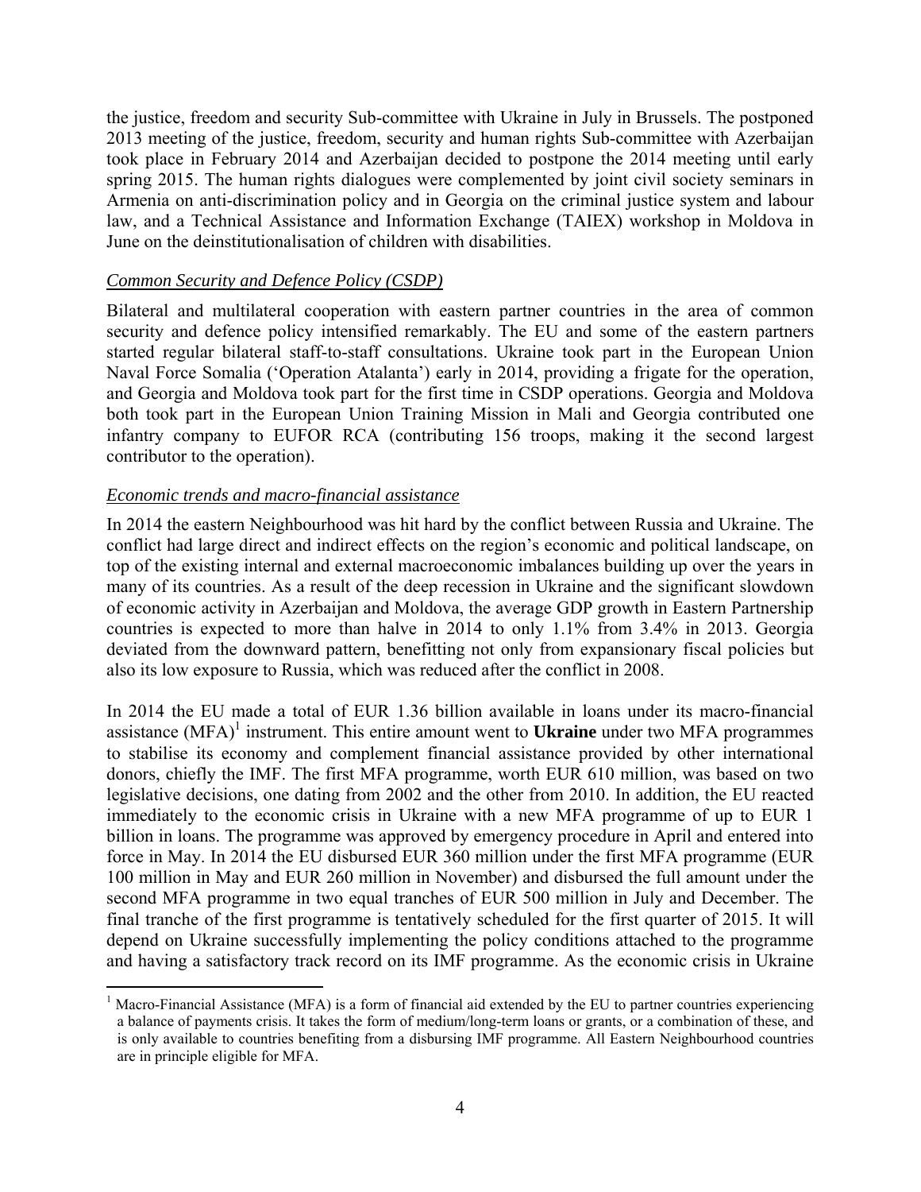the justice, freedom and security Sub-committee with Ukraine in July in Brussels. The postponed 2013 meeting of the justice, freedom, security and human rights Sub-committee with Azerbaijan took place in February 2014 and Azerbaijan decided to postpone the 2014 meeting until early spring 2015. The human rights dialogues were complemented by joint civil society seminars in Armenia on anti-discrimination policy and in Georgia on the criminal justice system and labour law, and a Technical Assistance and Information Exchange (TAIEX) workshop in Moldova in June on the deinstitutionalisation of children with disabilities.

*Common Security and Defence Policy (CSDP)*

Bilateral and multilateral cooperation with eastern partner countries in the area of common security and defence policy intensified remarkably. The EU and some of the eastern partners started regular bilateral staff-to-staff consultations. Ukraine took part in the European Union Naval Force Somalia ('Operation Atalanta') early in 2014, providing a frigate for the operation, and Georgia and Moldova took part for the first time in CSDP operations. Georgia and Moldova both took part in the European Union Training Mission in Mali and Georgia contributed one infantry company to EUFOR RCA (contributing 156 troops, making it the second largest contributor to the operation).

*Economic trends and macro-financial assistance*

In 2014 the eastern Neighbourhood was hit hard by the conflict between Russia and Ukraine. The conflict had large direct and indirect effects on the region's economic and political landscape, on top of the existing internal and external macroeconomic imbalances building up over the years in many of its countries. As a result of the deep recession in Ukraine and the significant slowdown of economic activity in Azerbaijan and Moldova, the average GDP growth in Eastern Partnership countries is expected to more than halve in 2014 to only 1.1% from 3.4% in 2013. Georgia deviated from the downward pattern, benefitting not only from expansionary fiscal policies but also its low exposure to Russia, which was reduced after the conflict in 2008.

In 2014 the EU made a total of EUR 1.36 billion available in loans under its macro-financial assistance (MFA)[1] instrument. This entire amount went to **Ukraine** under two MFA programmes to stabilise its economy and complement financial assistance provided by other international donors, chiefly the IMF. The first MFA programme, worth EUR 610 million, was based on two legislative decisions, one dating from 2002 and the other from 2010. In addition, the EU reacted immediately to the economic crisis in Ukraine with a new MFA programme of up to EUR 1 billion in loans. The programme was approved by emergency procedure in April and entered into force in May. In 2014 the EU disbursed EUR 360 million under the first MFA programme (EUR 100 million in May and EUR 260 million in November) and disbursed the full amount under the second MFA programme in two equal tranches of EUR 500 million in July and December. The final tranche of the first programme is tentatively scheduled for the first quarter of 2015. It will depend on Ukraine successfully implementing the policy conditions attached to the programme and having a satisfactory track record on its IMF programme. As the economic crisis in Ukraine

[1] Macro-Financial Assistance (MFA) is a form of financial aid extended by the EU to partner countries experiencing a balance of payments crisis. It takes the form of medium/long-term loans or grants, or a combination of these, and is only available to countries benefiting from a disbursing IMF programme. All Eastern Neighbourhood countries are in principle eligible for MFA.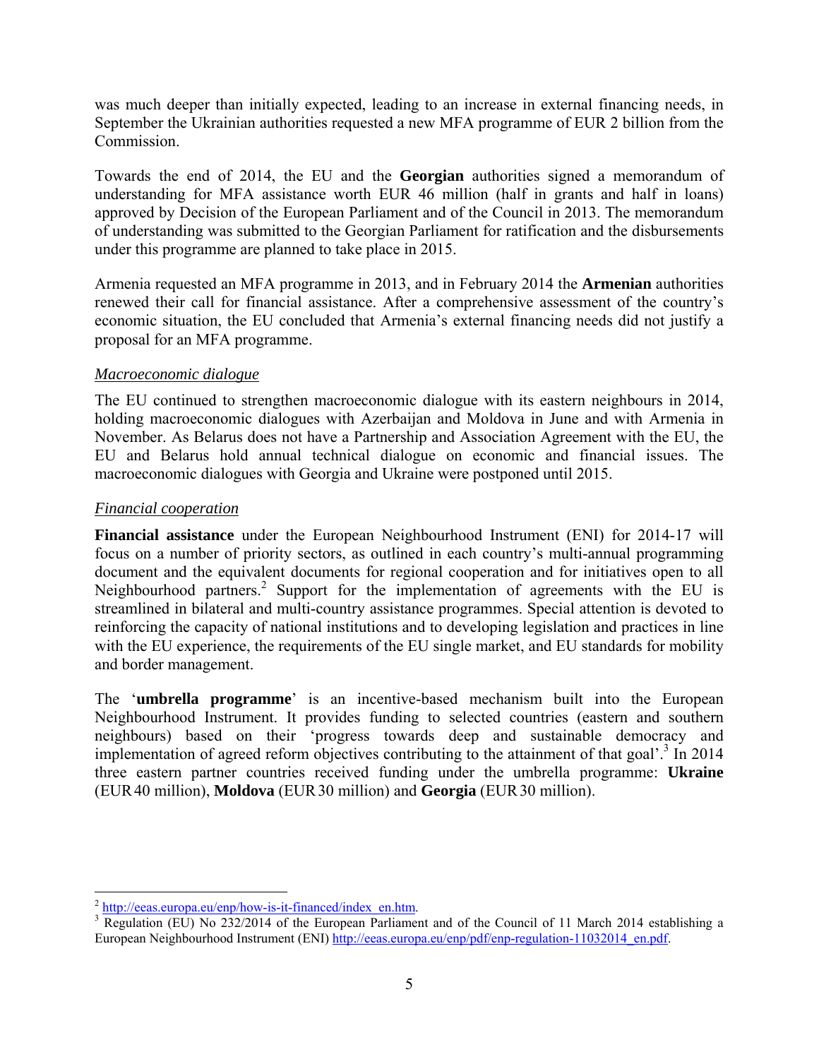was much deeper than initially expected, leading to an increase in external financing needs, in September the Ukrainian authorities requested a new MFA programme of EUR 2 billion from the Commission.

Towards the end of 2014, the EU and the **Georgian** authorities signed a memorandum of understanding for MFA assistance worth EUR 46 million (half in grants and half in loans) approved by Decision of the European Parliament and of the Council in 2013. The memorandum of understanding was submitted to the Georgian Parliament for ratification and the disbursements under this programme are planned to take place in 2015.

Armenia requested an MFA programme in 2013, and in February 2014 the **Armenian** authorities renewed their call for financial assistance. After a comprehensive assessment of the country's economic situation, the EU concluded that Armenia's external financing needs did not justify a proposal for an MFA programme.

*Macroeconomic dialogue*

The EU continued to strengthen macroeconomic dialogue with its eastern neighbours in 2014, holding macroeconomic dialogues with Azerbaijan and Moldova in June and with Armenia in November. As Belarus does not have a Partnership and Association Agreement with the EU, the EU and Belarus hold annual technical dialogue on economic and financial issues. The macroeconomic dialogues with Georgia and Ukraine were postponed until 2015.

*Financial cooperation*

**Financial assistance** under the European Neighbourhood Instrument (ENI) for 2014-17 will focus on a number of priority sectors, as outlined in each country's multi-annual programming document and the equivalent documents for regional cooperation and for initiatives open to all Neighbourhood partners.[2] Support for the implementation of agreements with the EU is streamlined in bilateral and multi-country assistance programmes. Special attention is devoted to reinforcing the capacity of national institutions and to developing legislation and practices in line with the EU experience, the requirements of the EU single market, and EU standards for mobility and border management.

The '**umbrella programme**' is an incentive-based mechanism built into the European Neighbourhood Instrument. It provides funding to selected countries (eastern and southern neighbours) based on their 'progress towards deep and sustainable democracy and implementation of agreed reform objectives contributing to the attainment of that goal'.[3] In 2014 three eastern partner countries received funding under the umbrella programme: **Ukraine** (EUR 40 million), **Moldova** (EUR 30 million) and **Georgia** (EUR 30 million).

---

[2] http://eeas.europa.eu/enp/how-is-it-financed/index_en.htm.

[3] Regulation (EU) No 232/2014 of the European Parliament and of the Council of 11 March 2014 establishing a European Neighbourhood Instrument (ENI) http://eeas.europa.eu/enp/pdf/enp-regulation-11032014_en.pdf.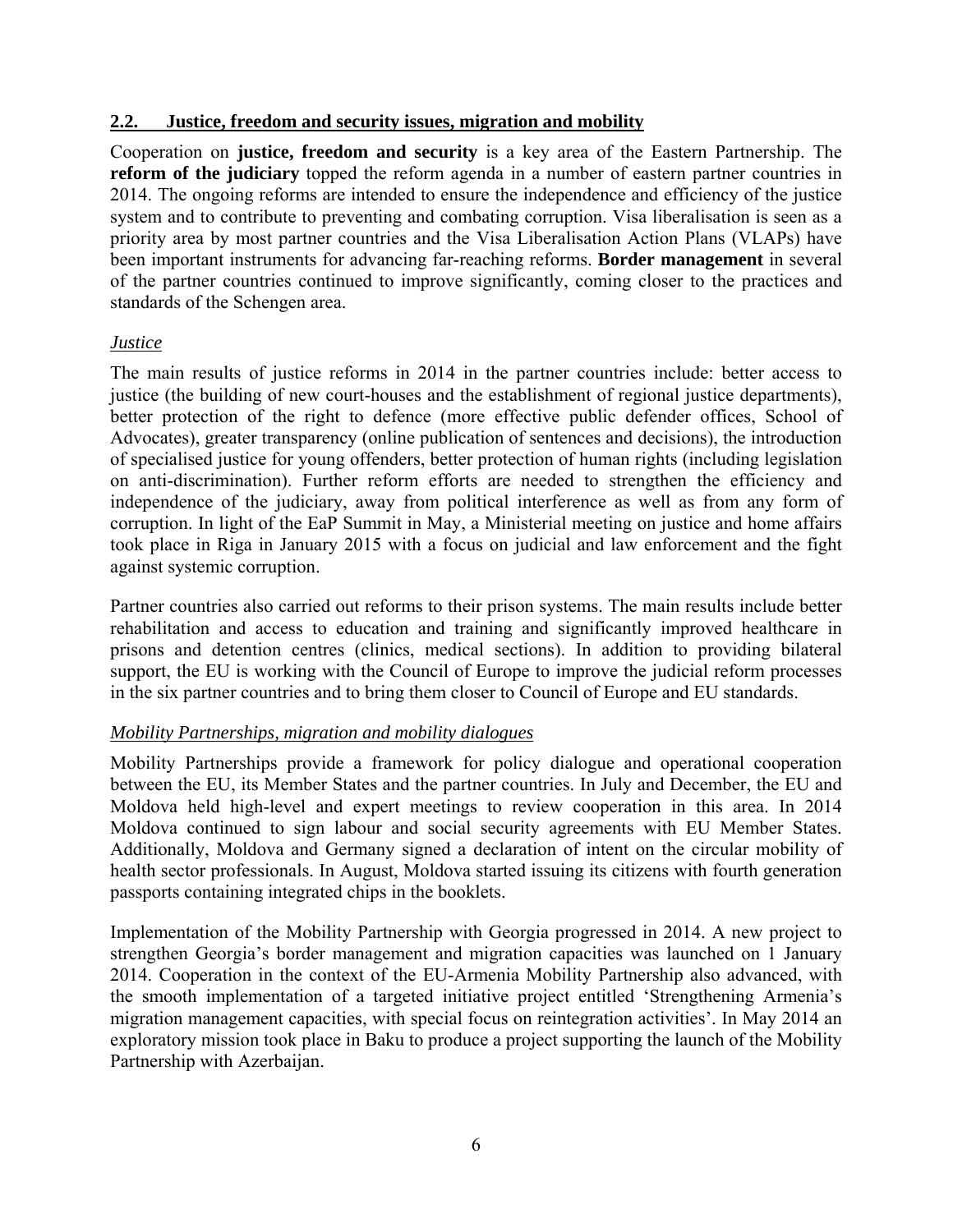## 2.2. Justice, freedom and security issues, migration and mobility

Cooperation on **justice, freedom and security** is a key area of the Eastern Partnership. The **reform of the judiciary** topped the reform agenda in a number of eastern partner countries in 2014. The ongoing reforms are intended to ensure the independence and efficiency of the justice system and to contribute to preventing and combating corruption. Visa liberalisation is seen as a priority area by most partner countries and the Visa Liberalisation Action Plans (VLAPs) have been important instruments for advancing far-reaching reforms. **Border management** in several of the partner countries continued to improve significantly, coming closer to the practices and standards of the Schengen area.

*Justice*

The main results of justice reforms in 2014 in the partner countries include: better access to justice (the building of new court-houses and the establishment of regional justice departments), better protection of the right to defence (more effective public defender offices, School of Advocates), greater transparency (online publication of sentences and decisions), the introduction of specialised justice for young offenders, better protection of human rights (including legislation on anti-discrimination). Further reform efforts are needed to strengthen the efficiency and independence of the judiciary, away from political interference as well as from any form of corruption. In light of the EaP Summit in May, a Ministerial meeting on justice and home affairs took place in Riga in January 2015 with a focus on judicial and law enforcement and the fight against systemic corruption.

Partner countries also carried out reforms to their prison systems. The main results include better rehabilitation and access to education and training and significantly improved healthcare in prisons and detention centres (clinics, medical sections). In addition to providing bilateral support, the EU is working with the Council of Europe to improve the judicial reform processes in the six partner countries and to bring them closer to Council of Europe and EU standards.

*Mobility Partnerships, migration and mobility dialogues*

Mobility Partnerships provide a framework for policy dialogue and operational cooperation between the EU, its Member States and the partner countries. In July and December, the EU and Moldova held high-level and expert meetings to review cooperation in this area. In 2014 Moldova continued to sign labour and social security agreements with EU Member States. Additionally, Moldova and Germany signed a declaration of intent on the circular mobility of health sector professionals. In August, Moldova started issuing its citizens with fourth generation passports containing integrated chips in the booklets.

Implementation of the Mobility Partnership with Georgia progressed in 2014. A new project to strengthen Georgia's border management and migration capacities was launched on 1 January 2014. Cooperation in the context of the EU-Armenia Mobility Partnership also advanced, with the smooth implementation of a targeted initiative project entitled 'Strengthening Armenia's migration management capacities, with special focus on reintegration activities'. In May 2014 an exploratory mission took place in Baku to produce a project supporting the launch of the Mobility Partnership with Azerbaijan.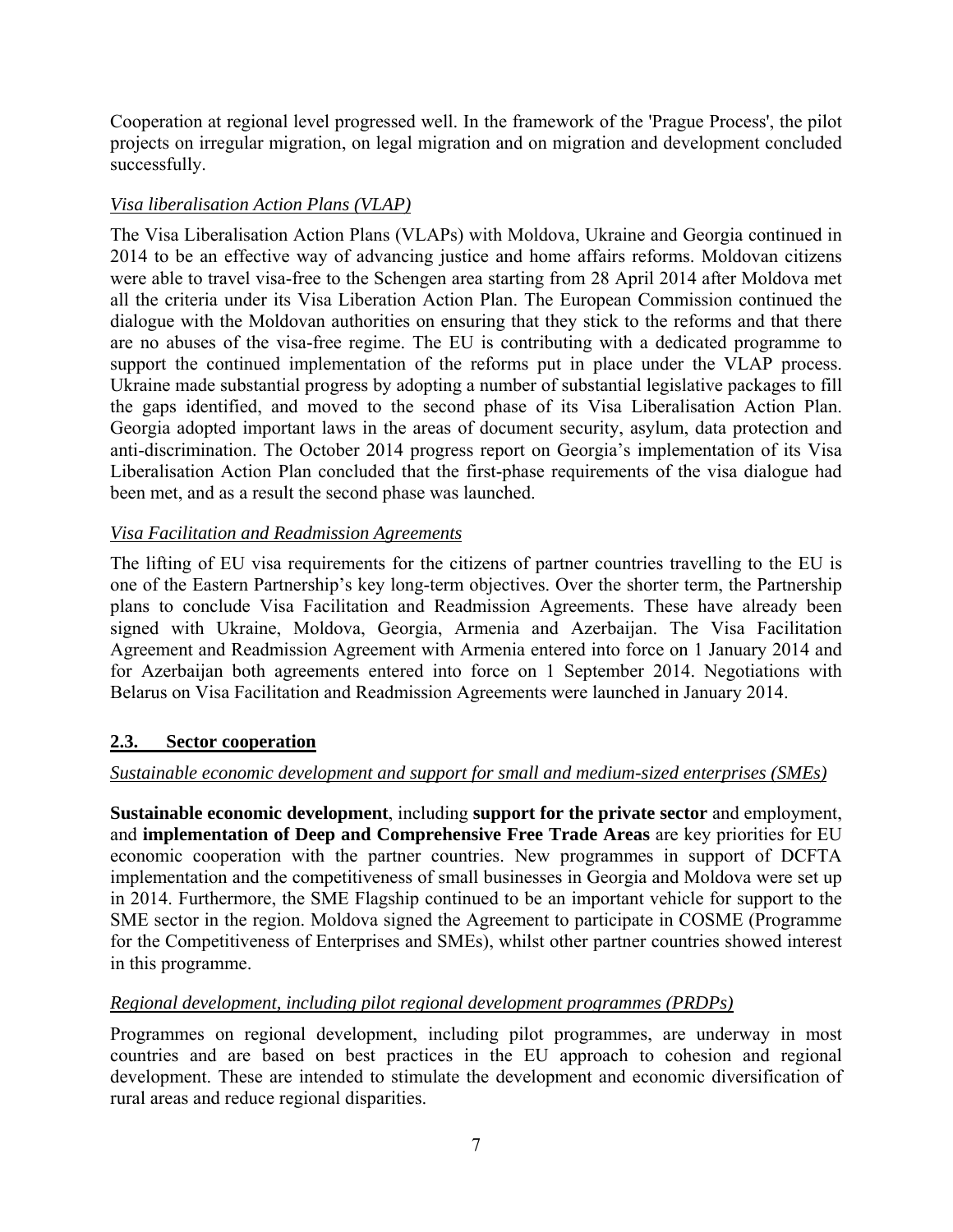Cooperation at regional level progressed well. In the framework of the 'Prague Process', the pilot projects on irregular migration, on legal migration and on migration and development concluded successfully.

*Visa liberalisation Action Plans (VLAP)*

The Visa Liberalisation Action Plans (VLAPs) with Moldova, Ukraine and Georgia continued in 2014 to be an effective way of advancing justice and home affairs reforms. Moldovan citizens were able to travel visa-free to the Schengen area starting from 28 April 2014 after Moldova met all the criteria under its Visa Liberation Action Plan. The European Commission continued the dialogue with the Moldovan authorities on ensuring that they stick to the reforms and that there are no abuses of the visa-free regime. The EU is contributing with a dedicated programme to support the continued implementation of the reforms put in place under the VLAP process. Ukraine made substantial progress by adopting a number of substantial legislative packages to fill the gaps identified, and moved to the second phase of its Visa Liberalisation Action Plan. Georgia adopted important laws in the areas of document security, asylum, data protection and anti-discrimination. The October 2014 progress report on Georgia's implementation of its Visa Liberalisation Action Plan concluded that the first-phase requirements of the visa dialogue had been met, and as a result the second phase was launched.

*Visa Facilitation and Readmission Agreements*

The lifting of EU visa requirements for the citizens of partner countries travelling to the EU is one of the Eastern Partnership's key long-term objectives. Over the shorter term, the Partnership plans to conclude Visa Facilitation and Readmission Agreements. These have already been signed with Ukraine, Moldova, Georgia, Armenia and Azerbaijan. The Visa Facilitation Agreement and Readmission Agreement with Armenia entered into force on 1 January 2014 and for Azerbaijan both agreements entered into force on 1 September 2014. Negotiations with Belarus on Visa Facilitation and Readmission Agreements were launched in January 2014.

## 2.3. Sector cooperation

*Sustainable economic development and support for small and medium-sized enterprises (SMEs)*

**Sustainable economic development**, including **support for the private sector** and employment, and **implementation of Deep and Comprehensive Free Trade Areas** are key priorities for EU economic cooperation with the partner countries. New programmes in support of DCFTA implementation and the competitiveness of small businesses in Georgia and Moldova were set up in 2014. Furthermore, the SME Flagship continued to be an important vehicle for support to the SME sector in the region. Moldova signed the Agreement to participate in COSME (Programme for the Competitiveness of Enterprises and SMEs), whilst other partner countries showed interest in this programme.

*Regional development, including pilot regional development programmes (PRDPs)*

Programmes on regional development, including pilot programmes, are underway in most countries and are based on best practices in the EU approach to cohesion and regional development. These are intended to stimulate the development and economic diversification of rural areas and reduce regional disparities.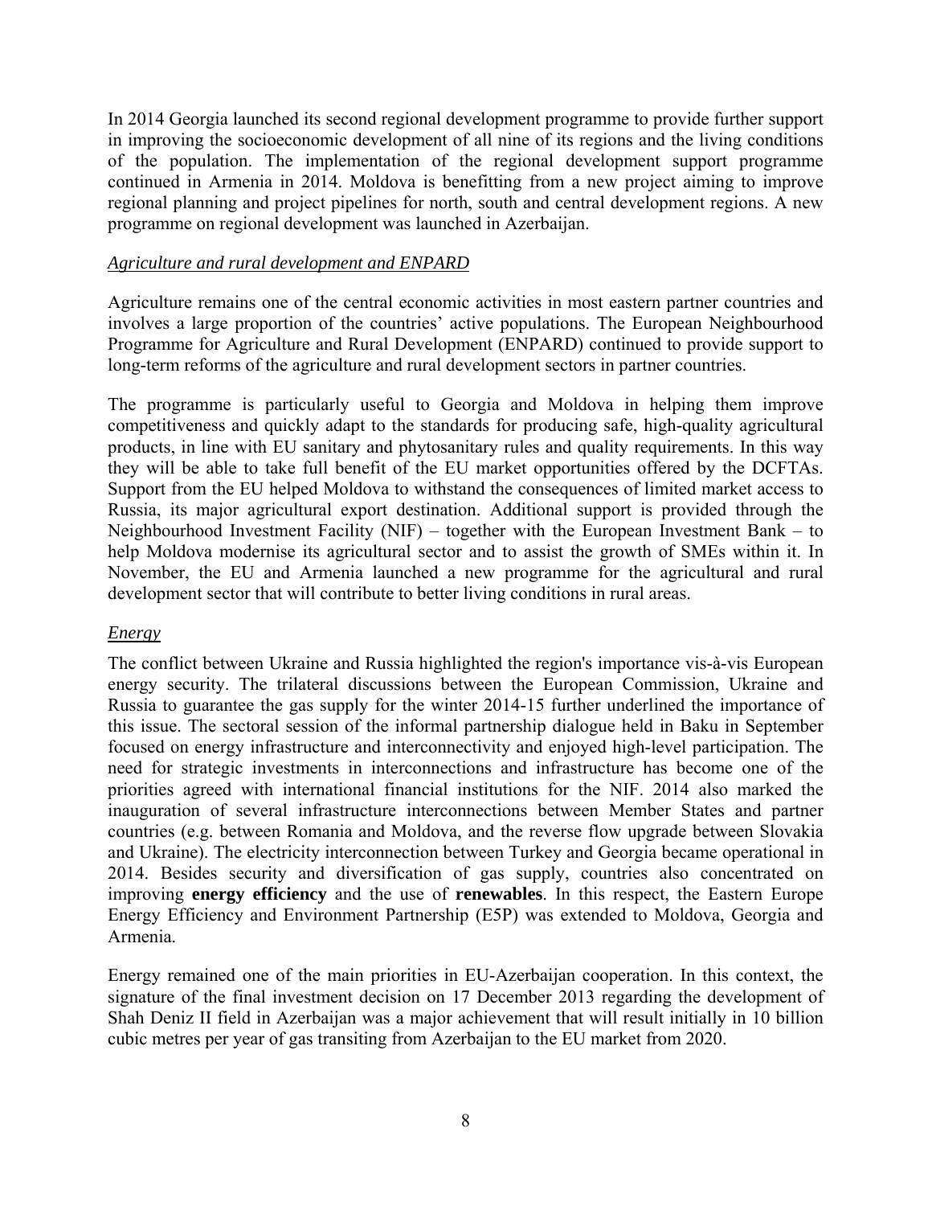In 2014 Georgia launched its second regional development programme to provide further support in improving the socioeconomic development of all nine of its regions and the living conditions of the population. The implementation of the regional development support programme continued in Armenia in 2014. Moldova is benefitting from a new project aiming to improve regional planning and project pipelines for north, south and central development regions. A new programme on regional development was launched in Azerbaijan.

*Agriculture and rural development and ENPARD*

Agriculture remains one of the central economic activities in most eastern partner countries and involves a large proportion of the countries' active populations. The European Neighbourhood Programme for Agriculture and Rural Development (ENPARD) continued to provide support to long-term reforms of the agriculture and rural development sectors in partner countries.

The programme is particularly useful to Georgia and Moldova in helping them improve competitiveness and quickly adapt to the standards for producing safe, high-quality agricultural products, in line with EU sanitary and phytosanitary rules and quality requirements. In this way they will be able to take full benefit of the EU market opportunities offered by the DCFTAs. Support from the EU helped Moldova to withstand the consequences of limited market access to Russia, its major agricultural export destination. Additional support is provided through the Neighbourhood Investment Facility (NIF) – together with the European Investment Bank – to help Moldova modernise its agricultural sector and to assist the growth of SMEs within it. In November, the EU and Armenia launched a new programme for the agricultural and rural development sector that will contribute to better living conditions in rural areas.

*Energy*

The conflict between Ukraine and Russia highlighted the region's importance vis-à-vis European energy security. The trilateral discussions between the European Commission, Ukraine and Russia to guarantee the gas supply for the winter 2014-15 further underlined the importance of this issue. The sectoral session of the informal partnership dialogue held in Baku in September focused on energy infrastructure and interconnectivity and enjoyed high-level participation. The need for strategic investments in interconnections and infrastructure has become one of the priorities agreed with international financial institutions for the NIF. 2014 also marked the inauguration of several infrastructure interconnections between Member States and partner countries (e.g. between Romania and Moldova, and the reverse flow upgrade between Slovakia and Ukraine). The electricity interconnection between Turkey and Georgia became operational in 2014. Besides security and diversification of gas supply, countries also concentrated on improving **energy efficiency** and the use of **renewables**. In this respect, the Eastern Europe Energy Efficiency and Environment Partnership (E5P) was extended to Moldova, Georgia and Armenia.

Energy remained one of the main priorities in EU-Azerbaijan cooperation. In this context, the signature of the final investment decision on 17 December 2013 regarding the development of Shah Deniz II field in Azerbaijan was a major achievement that will result initially in 10 billion cubic metres per year of gas transiting from Azerbaijan to the EU market from 2020.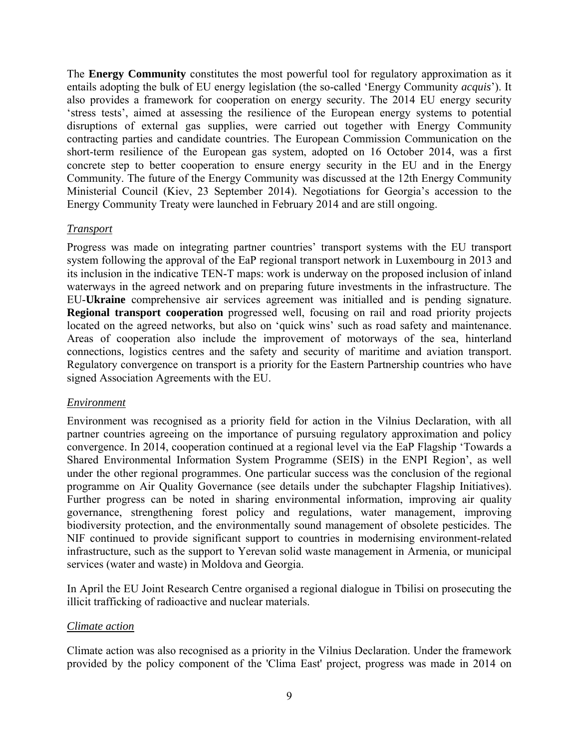The **Energy Community** constitutes the most powerful tool for regulatory approximation as it entails adopting the bulk of EU energy legislation (the so-called 'Energy Community *acquis*'). It also provides a framework for cooperation on energy security. The 2014 EU energy security 'stress tests', aimed at assessing the resilience of the European energy systems to potential disruptions of external gas supplies, were carried out together with Energy Community contracting parties and candidate countries. The European Commission Communication on the short-term resilience of the European gas system, adopted on 16 October 2014, was a first concrete step to better cooperation to ensure energy security in the EU and in the Energy Community. The future of the Energy Community was discussed at the 12th Energy Community Ministerial Council (Kiev, 23 September 2014). Negotiations for Georgia's accession to the Energy Community Treaty were launched in February 2014 and are still ongoing.

*Transport*

Progress was made on integrating partner countries' transport systems with the EU transport system following the approval of the EaP regional transport network in Luxembourg in 2013 and its inclusion in the indicative TEN-T maps: work is underway on the proposed inclusion of inland waterways in the agreed network and on preparing future investments in the infrastructure. The EU-**Ukraine** comprehensive air services agreement was initialled and is pending signature. **Regional transport cooperation** progressed well, focusing on rail and road priority projects located on the agreed networks, but also on 'quick wins' such as road safety and maintenance. Areas of cooperation also include the improvement of motorways of the sea, hinterland connections, logistics centres and the safety and security of maritime and aviation transport. Regulatory convergence on transport is a priority for the Eastern Partnership countries who have signed Association Agreements with the EU.

*Environment*

Environment was recognised as a priority field for action in the Vilnius Declaration, with all partner countries agreeing on the importance of pursuing regulatory approximation and policy convergence. In 2014, cooperation continued at a regional level via the EaP Flagship 'Towards a Shared Environmental Information System Programme (SEIS) in the ENPI Region', as well under the other regional programmes. One particular success was the conclusion of the regional programme on Air Quality Governance (see details under the subchapter Flagship Initiatives). Further progress can be noted in sharing environmental information, improving air quality governance, strengthening forest policy and regulations, water management, improving biodiversity protection, and the environmentally sound management of obsolete pesticides. The NIF continued to provide significant support to countries in modernising environment-related infrastructure, such as the support to Yerevan solid waste management in Armenia, or municipal services (water and waste) in Moldova and Georgia.

In April the EU Joint Research Centre organised a regional dialogue in Tbilisi on prosecuting the illicit trafficking of radioactive and nuclear materials.

*Climate action*

Climate action was also recognised as a priority in the Vilnius Declaration. Under the framework provided by the policy component of the 'Clima East' project, progress was made in 2014 on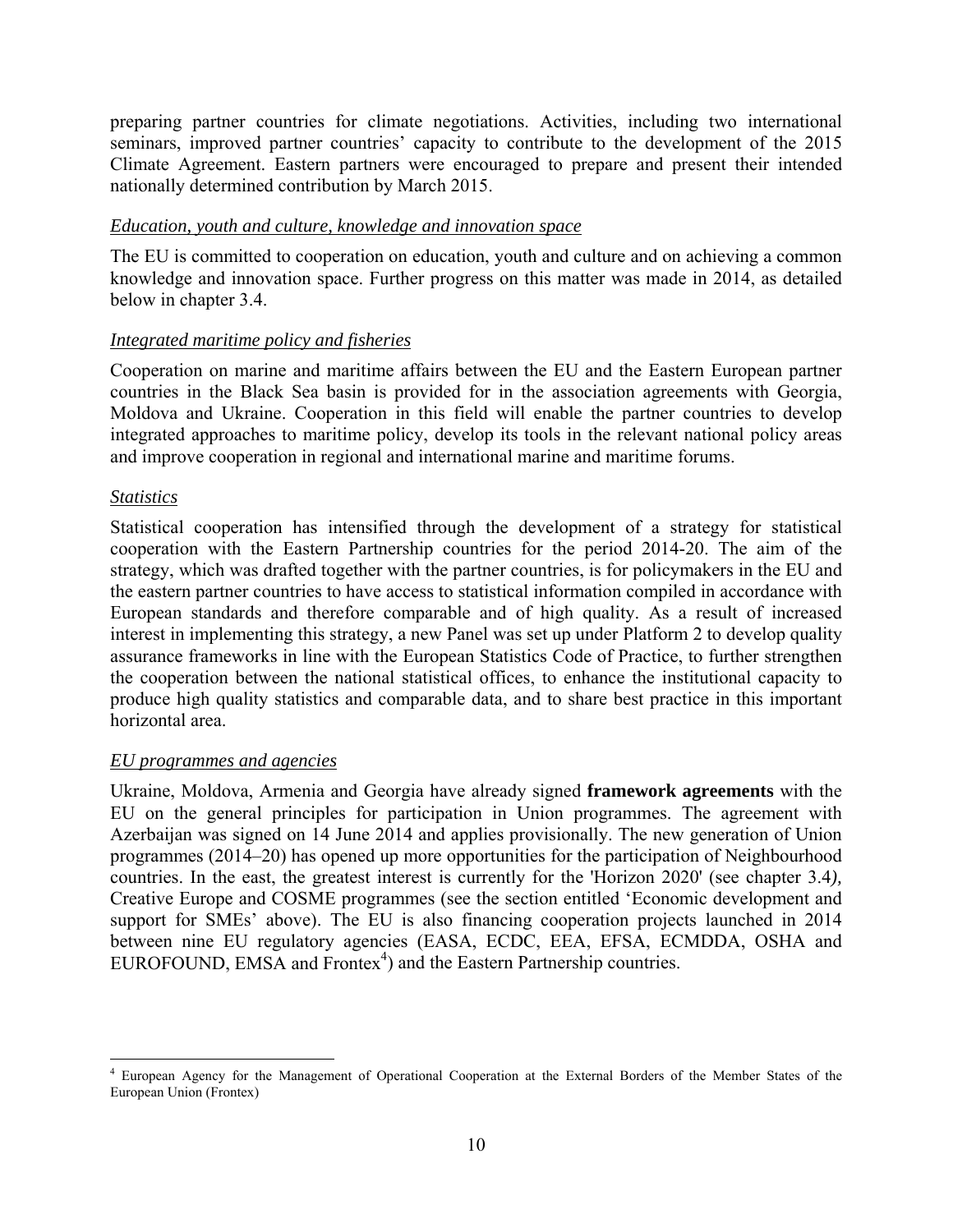preparing partner countries for climate negotiations. Activities, including two international seminars, improved partner countries' capacity to contribute to the development of the 2015 Climate Agreement. Eastern partners were encouraged to prepare and present their intended nationally determined contribution by March 2015.

*Education, youth and culture, knowledge and innovation space*

The EU is committed to cooperation on education, youth and culture and on achieving a common knowledge and innovation space. Further progress on this matter was made in 2014, as detailed below in chapter 3.4.

*Integrated maritime policy and fisheries*

Cooperation on marine and maritime affairs between the EU and the Eastern European partner countries in the Black Sea basin is provided for in the association agreements with Georgia, Moldova and Ukraine. Cooperation in this field will enable the partner countries to develop integrated approaches to maritime policy, develop its tools in the relevant national policy areas and improve cooperation in regional and international marine and maritime forums.

*Statistics*

Statistical cooperation has intensified through the development of a strategy for statistical cooperation with the Eastern Partnership countries for the period 2014-20. The aim of the strategy, which was drafted together with the partner countries, is for policymakers in the EU and the eastern partner countries to have access to statistical information compiled in accordance with European standards and therefore comparable and of high quality. As a result of increased interest in implementing this strategy, a new Panel was set up under Platform 2 to develop quality assurance frameworks in line with the European Statistics Code of Practice, to further strengthen the cooperation between the national statistical offices, to enhance the institutional capacity to produce high quality statistics and comparable data, and to share best practice in this important horizontal area.

*EU programmes and agencies*

Ukraine, Moldova, Armenia and Georgia have already signed **framework agreements** with the EU on the general principles for participation in Union programmes. The agreement with Azerbaijan was signed on 14 June 2014 and applies provisionally. The new generation of Union programmes (2014–20) has opened up more opportunities for the participation of Neighbourhood countries. In the east, the greatest interest is currently for the 'Horizon 2020' (see chapter 3.4*),* Creative Europe and COSME programmes (see the section entitled 'Economic development and support for SMEs' above). The EU is also financing cooperation projects launched in 2014 between nine EU regulatory agencies (EASA, ECDC, EEA, EFSA, ECMDDA, OSHA and EUROFOUND, EMSA and Frontex[4]) and the Eastern Partnership countries.

[4] European Agency for the Management of Operational Cooperation at the External Borders of the Member States of the European Union (Frontex)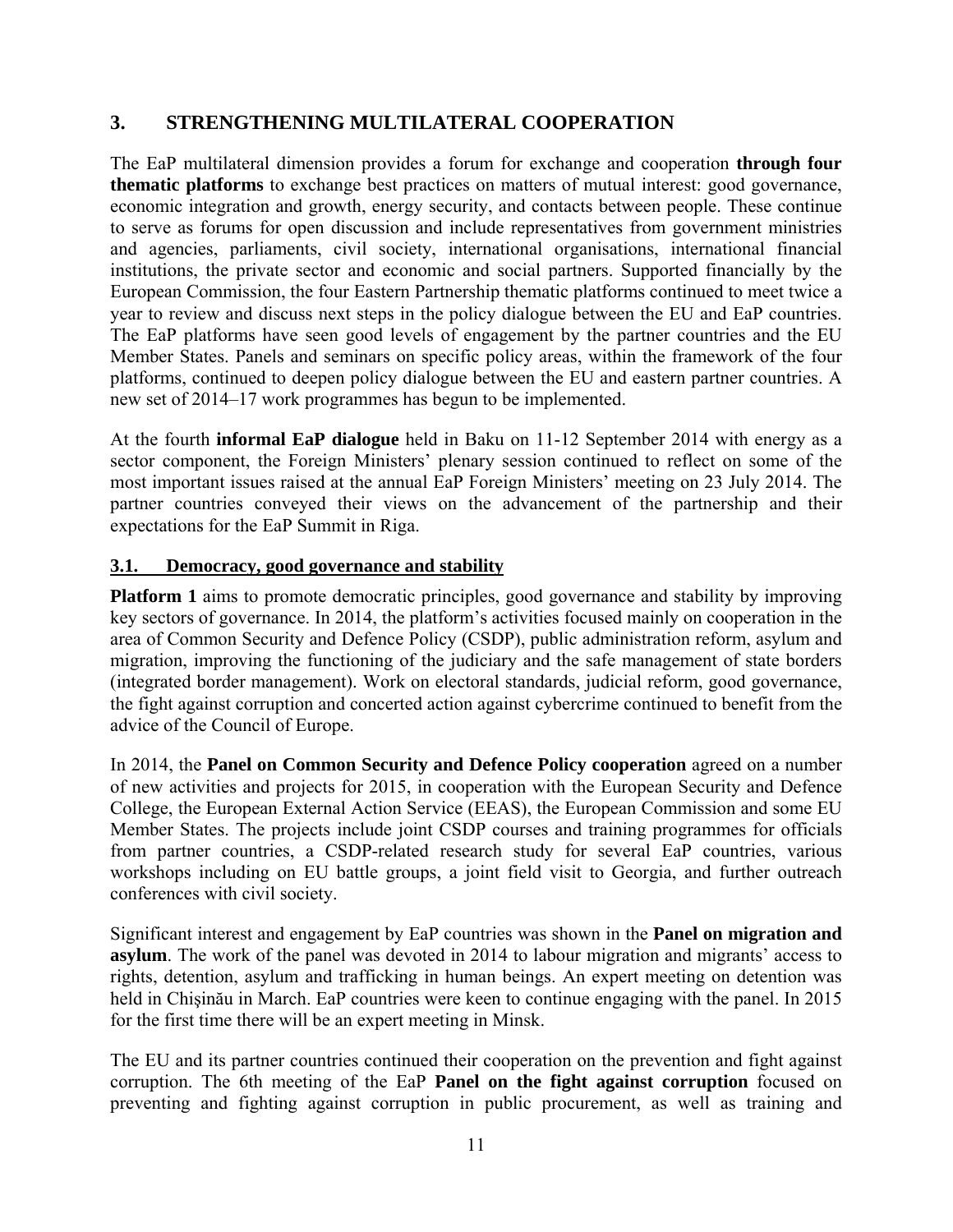## 3. STRENGTHENING MULTILATERAL COOPERATION

The EaP multilateral dimension provides a forum for exchange and cooperation **through four thematic platforms** to exchange best practices on matters of mutual interest: good governance, economic integration and growth, energy security, and contacts between people. These continue to serve as forums for open discussion and include representatives from government ministries and agencies, parliaments, civil society, international organisations, international financial institutions, the private sector and economic and social partners. Supported financially by the European Commission, the four Eastern Partnership thematic platforms continued to meet twice a year to review and discuss next steps in the policy dialogue between the EU and EaP countries. The EaP platforms have seen good levels of engagement by the partner countries and the EU Member States. Panels and seminars on specific policy areas, within the framework of the four platforms, continued to deepen policy dialogue between the EU and eastern partner countries. A new set of 2014–17 work programmes has begun to be implemented.

At the fourth **informal EaP dialogue** held in Baku on 11-12 September 2014 with energy as a sector component, the Foreign Ministers' plenary session continued to reflect on some of the most important issues raised at the annual EaP Foreign Ministers' meeting on 23 July 2014. The partner countries conveyed their views on the advancement of the partnership and their expectations for the EaP Summit in Riga.

### 3.1. Democracy, good governance and stability

**Platform 1** aims to promote democratic principles, good governance and stability by improving key sectors of governance. In 2014, the platform's activities focused mainly on cooperation in the area of Common Security and Defence Policy (CSDP), public administration reform, asylum and migration, improving the functioning of the judiciary and the safe management of state borders (integrated border management). Work on electoral standards, judicial reform, good governance, the fight against corruption and concerted action against cybercrime continued to benefit from the advice of the Council of Europe.

In 2014, the **Panel on Common Security and Defence Policy cooperation** agreed on a number of new activities and projects for 2015, in cooperation with the European Security and Defence College, the European External Action Service (EEAS), the European Commission and some EU Member States. The projects include joint CSDP courses and training programmes for officials from partner countries, a CSDP-related research study for several EaP countries, various workshops including on EU battle groups, a joint field visit to Georgia, and further outreach conferences with civil society.

Significant interest and engagement by EaP countries was shown in the **Panel on migration and asylum**. The work of the panel was devoted in 2014 to labour migration and migrants' access to rights, detention, asylum and trafficking in human beings. An expert meeting on detention was held in Chişinău in March. EaP countries were keen to continue engaging with the panel. In 2015 for the first time there will be an expert meeting in Minsk.

The EU and its partner countries continued their cooperation on the prevention and fight against corruption. The 6th meeting of the EaP **Panel on the fight against corruption** focused on preventing and fighting against corruption in public procurement, as well as training and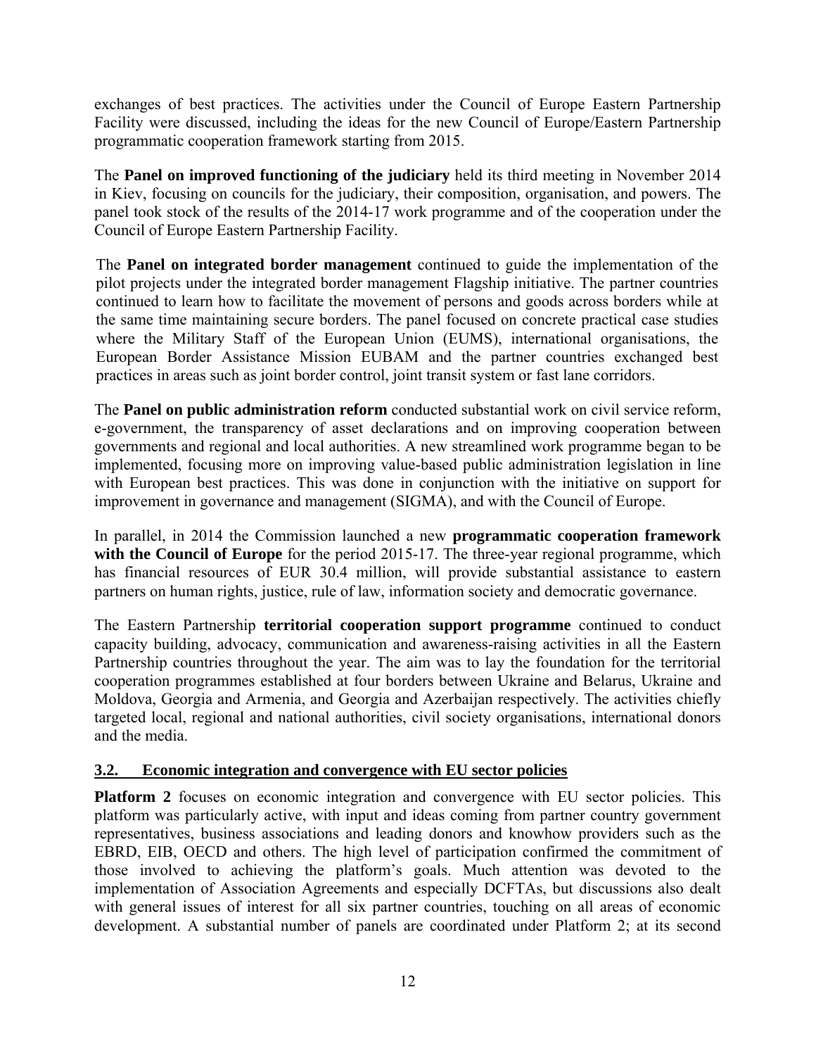exchanges of best practices. The activities under the Council of Europe Eastern Partnership Facility were discussed, including the ideas for the new Council of Europe/Eastern Partnership programmatic cooperation framework starting from 2015.

The **Panel on improved functioning of the judiciary** held its third meeting in November 2014 in Kiev, focusing on councils for the judiciary, their composition, organisation, and powers. The panel took stock of the results of the 2014-17 work programme and of the cooperation under the Council of Europe Eastern Partnership Facility.

The **Panel on integrated border management** continued to guide the implementation of the pilot projects under the integrated border management Flagship initiative. The partner countries continued to learn how to facilitate the movement of persons and goods across borders while at the same time maintaining secure borders. The panel focused on concrete practical case studies where the Military Staff of the European Union (EUMS), international organisations, the European Border Assistance Mission EUBAM and the partner countries exchanged best practices in areas such as joint border control, joint transit system or fast lane corridors.

The **Panel on public administration reform** conducted substantial work on civil service reform, e-government, the transparency of asset declarations and on improving cooperation between governments and regional and local authorities. A new streamlined work programme began to be implemented, focusing more on improving value-based public administration legislation in line with European best practices. This was done in conjunction with the initiative on support for improvement in governance and management (SIGMA), and with the Council of Europe.

In parallel, in 2014 the Commission launched a new **programmatic cooperation framework with the Council of Europe** for the period 2015-17. The three-year regional programme, which has financial resources of EUR 30.4 million, will provide substantial assistance to eastern partners on human rights, justice, rule of law, information society and democratic governance.

The Eastern Partnership **territorial cooperation support programme** continued to conduct capacity building, advocacy, communication and awareness-raising activities in all the Eastern Partnership countries throughout the year. The aim was to lay the foundation for the territorial cooperation programmes established at four borders between Ukraine and Belarus, Ukraine and Moldova, Georgia and Armenia, and Georgia and Azerbaijan respectively. The activities chiefly targeted local, regional and national authorities, civil society organisations, international donors and the media.

## 3.2. Economic integration and convergence with EU sector policies

**Platform 2** focuses on economic integration and convergence with EU sector policies. This platform was particularly active, with input and ideas coming from partner country government representatives, business associations and leading donors and knowhow providers such as the EBRD, EIB, OECD and others. The high level of participation confirmed the commitment of those involved to achieving the platform's goals. Much attention was devoted to the implementation of Association Agreements and especially DCFTAs, but discussions also dealt with general issues of interest for all six partner countries, touching on all areas of economic development. A substantial number of panels are coordinated under Platform 2; at its second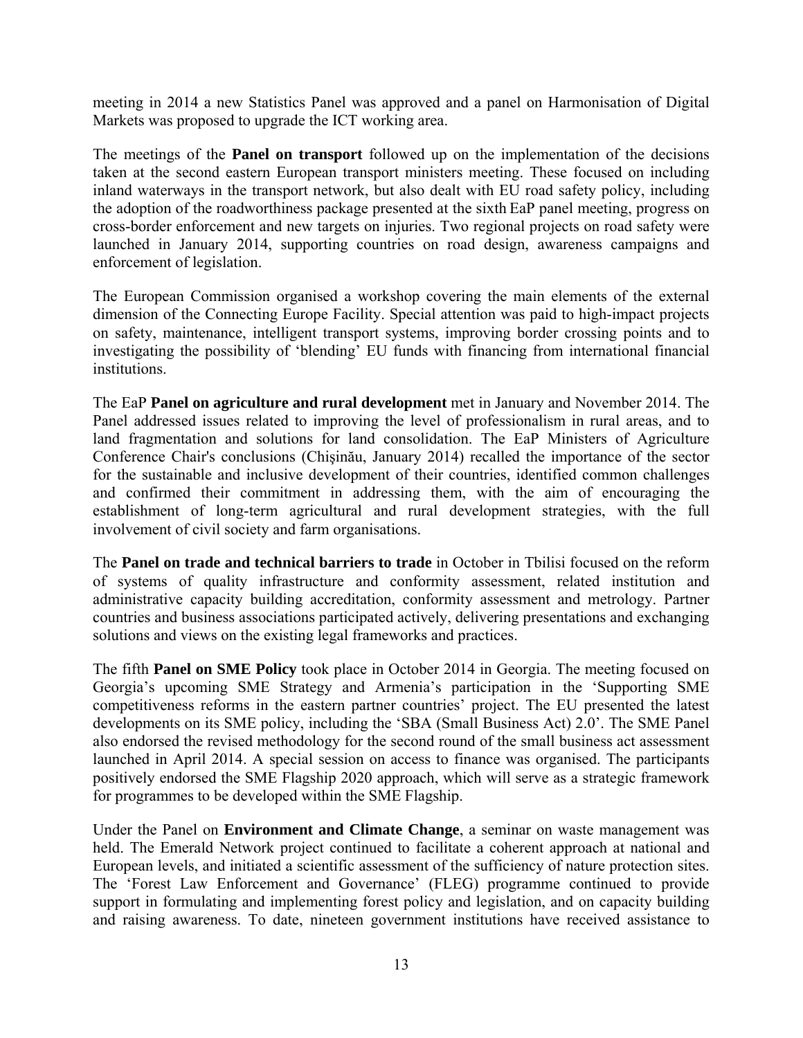meeting in 2014 a new Statistics Panel was approved and a panel on Harmonisation of Digital Markets was proposed to upgrade the ICT working area.

The meetings of the **Panel on transport** followed up on the implementation of the decisions taken at the second eastern European transport ministers meeting. These focused on including inland waterways in the transport network, but also dealt with EU road safety policy, including the adoption of the roadworthiness package presented at the sixth EaP panel meeting, progress on cross-border enforcement and new targets on injuries. Two regional projects on road safety were launched in January 2014, supporting countries on road design, awareness campaigns and enforcement of legislation.

The European Commission organised a workshop covering the main elements of the external dimension of the Connecting Europe Facility. Special attention was paid to high-impact projects on safety, maintenance, intelligent transport systems, improving border crossing points and to investigating the possibility of 'blending' EU funds with financing from international financial institutions.

The EaP **Panel on agriculture and rural development** met in January and November 2014. The Panel addressed issues related to improving the level of professionalism in rural areas, and to land fragmentation and solutions for land consolidation. The EaP Ministers of Agriculture Conference Chair's conclusions (Chișinău, January 2014) recalled the importance of the sector for the sustainable and inclusive development of their countries, identified common challenges and confirmed their commitment in addressing them, with the aim of encouraging the establishment of long-term agricultural and rural development strategies, with the full involvement of civil society and farm organisations.

The **Panel on trade and technical barriers to trade** in October in Tbilisi focused on the reform of systems of quality infrastructure and conformity assessment, related institution and administrative capacity building accreditation, conformity assessment and metrology. Partner countries and business associations participated actively, delivering presentations and exchanging solutions and views on the existing legal frameworks and practices.

The fifth **Panel on SME Policy** took place in October 2014 in Georgia. The meeting focused on Georgia's upcoming SME Strategy and Armenia's participation in the 'Supporting SME competitiveness reforms in the eastern partner countries' project. The EU presented the latest developments on its SME policy, including the 'SBA (Small Business Act) 2.0'. The SME Panel also endorsed the revised methodology for the second round of the small business act assessment launched in April 2014. A special session on access to finance was organised. The participants positively endorsed the SME Flagship 2020 approach, which will serve as a strategic framework for programmes to be developed within the SME Flagship.

Under the Panel on **Environment and Climate Change**, a seminar on waste management was held. The Emerald Network project continued to facilitate a coherent approach at national and European levels, and initiated a scientific assessment of the sufficiency of nature protection sites. The 'Forest Law Enforcement and Governance' (FLEG) programme continued to provide support in formulating and implementing forest policy and legislation, and on capacity building and raising awareness. To date, nineteen government institutions have received assistance to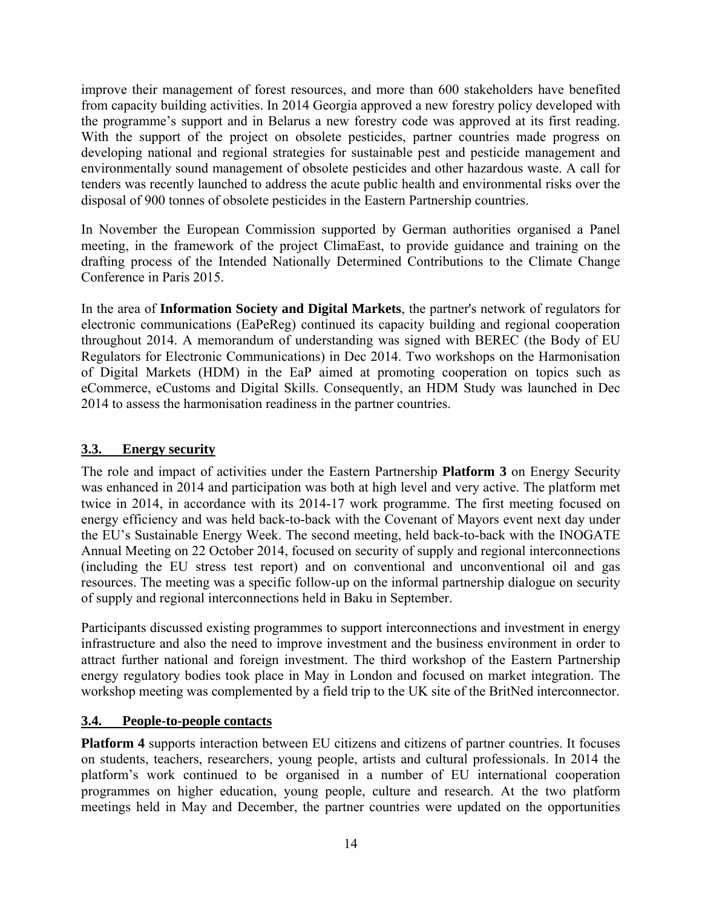improve their management of forest resources, and more than 600 stakeholders have benefited from capacity building activities. In 2014 Georgia approved a new forestry policy developed with the programme's support and in Belarus a new forestry code was approved at its first reading. With the support of the project on obsolete pesticides, partner countries made progress on developing national and regional strategies for sustainable pest and pesticide management and environmentally sound management of obsolete pesticides and other hazardous waste. A call for tenders was recently launched to address the acute public health and environmental risks over the disposal of 900 tonnes of obsolete pesticides in the Eastern Partnership countries.

In November the European Commission supported by German authorities organised a Panel meeting, in the framework of the project ClimaEast, to provide guidance and training on the drafting process of the Intended Nationally Determined Contributions to the Climate Change Conference in Paris 2015.

In the area of **Information Society and Digital Markets**, the partner's network of regulators for electronic communications (EaPeReg) continued its capacity building and regional cooperation throughout 2014. A memorandum of understanding was signed with BEREC (the Body of EU Regulators for Electronic Communications) in Dec 2014. Two workshops on the Harmonisation of Digital Markets (HDM) in the EaP aimed at promoting cooperation on topics such as eCommerce, eCustoms and Digital Skills. Consequently, an HDM Study was launched in Dec 2014 to assess the harmonisation readiness in the partner countries.

### 3.3. Energy security

The role and impact of activities under the Eastern Partnership **Platform 3** on Energy Security was enhanced in 2014 and participation was both at high level and very active. The platform met twice in 2014, in accordance with its 2014-17 work programme. The first meeting focused on energy efficiency and was held back-to-back with the Covenant of Mayors event next day under the EU's Sustainable Energy Week. The second meeting, held back-to-back with the INOGATE Annual Meeting on 22 October 2014, focused on security of supply and regional interconnections (including the EU stress test report) and on conventional and unconventional oil and gas resources. The meeting was a specific follow-up on the informal partnership dialogue on security of supply and regional interconnections held in Baku in September.

Participants discussed existing programmes to support interconnections and investment in energy infrastructure and also the need to improve investment and the business environment in order to attract further national and foreign investment. The third workshop of the Eastern Partnership energy regulatory bodies took place in May in London and focused on market integration. The workshop meeting was complemented by a field trip to the UK site of the BritNed interconnector.

### 3.4. People-to-people contacts

**Platform 4** supports interaction between EU citizens and citizens of partner countries. It focuses on students, teachers, researchers, young people, artists and cultural professionals. In 2014 the platform's work continued to be organised in a number of EU international cooperation programmes on higher education, young people, culture and research. At the two platform meetings held in May and December, the partner countries were updated on the opportunities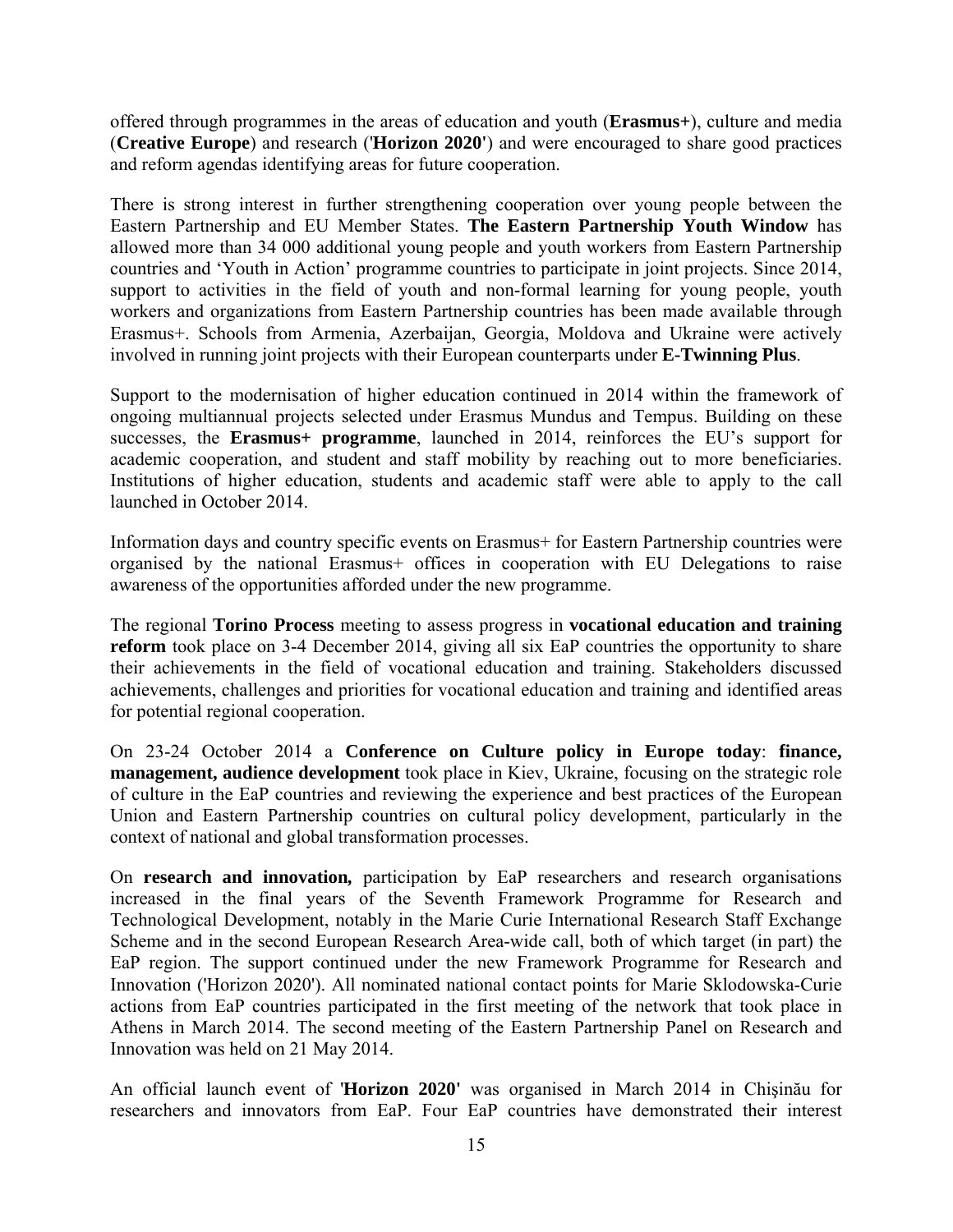offered through programmes in the areas of education and youth (**Erasmus+**), culture and media (**Creative Europe**) and research ('**Horizon 2020**') and were encouraged to share good practices and reform agendas identifying areas for future cooperation.

There is strong interest in further strengthening cooperation over young people between the Eastern Partnership and EU Member States. **The Eastern Partnership Youth Window** has allowed more than 34 000 additional young people and youth workers from Eastern Partnership countries and 'Youth in Action' programme countries to participate in joint projects. Since 2014, support to activities in the field of youth and non-formal learning for young people, youth workers and organizations from Eastern Partnership countries has been made available through Erasmus+. Schools from Armenia, Azerbaijan, Georgia, Moldova and Ukraine were actively involved in running joint projects with their European counterparts under **E-Twinning Plus**.

Support to the modernisation of higher education continued in 2014 within the framework of ongoing multiannual projects selected under Erasmus Mundus and Tempus. Building on these successes, the **Erasmus+ programme**, launched in 2014, reinforces the EU's support for academic cooperation, and student and staff mobility by reaching out to more beneficiaries. Institutions of higher education, students and academic staff were able to apply to the call launched in October 2014.

Information days and country specific events on Erasmus+ for Eastern Partnership countries were organised by the national Erasmus+ offices in cooperation with EU Delegations to raise awareness of the opportunities afforded under the new programme.

The regional **Torino Process** meeting to assess progress in **vocational education and training reform** took place on 3-4 December 2014, giving all six EaP countries the opportunity to share their achievements in the field of vocational education and training. Stakeholders discussed achievements, challenges and priorities for vocational education and training and identified areas for potential regional cooperation.

On 23-24 October 2014 a **Conference on Culture policy in Europe today**: **finance, management, audience development** took place in Kiev, Ukraine, focusing on the strategic role of culture in the EaP countries and reviewing the experience and best practices of the European Union and Eastern Partnership countries on cultural policy development, particularly in the context of national and global transformation processes.

On **research and innovation,** participation by EaP researchers and research organisations increased in the final years of the Seventh Framework Programme for Research and Technological Development, notably in the Marie Curie International Research Staff Exchange Scheme and in the second European Research Area-wide call, both of which target (in part) the EaP region. The support continued under the new Framework Programme for Research and Innovation ('Horizon 2020'). All nominated national contact points for Marie Sklodowska-Curie actions from EaP countries participated in the first meeting of the network that took place in Athens in March 2014. The second meeting of the Eastern Partnership Panel on Research and Innovation was held on 21 May 2014.

An official launch event of '**Horizon 2020**' was organised in March 2014 in Chişinău for researchers and innovators from EaP. Four EaP countries have demonstrated their interest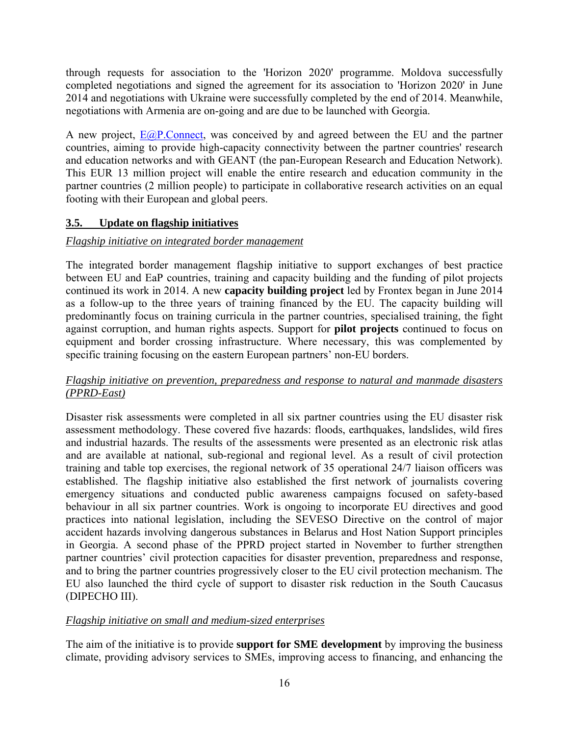through requests for association to the 'Horizon 2020' programme. Moldova successfully completed negotiations and signed the agreement for its association to 'Horizon 2020' in June 2014 and negotiations with Ukraine were successfully completed by the end of 2014. Meanwhile, negotiations with Armenia are on-going and are due to be launched with Georgia.

A new project, E@P.Connect, was conceived by and agreed between the EU and the partner countries, aiming to provide high-capacity connectivity between the partner countries' research and education networks and with GEANT (the pan-European Research and Education Network). This EUR 13 million project will enable the entire research and education community in the partner countries (2 million people) to participate in collaborative research activities on an equal footing with their European and global peers.

### 3.5. Update on flagship initiatives

*Flagship initiative on integrated border management*

The integrated border management flagship initiative to support exchanges of best practice between EU and EaP countries, training and capacity building and the funding of pilot projects continued its work in 2014. A new **capacity building project** led by Frontex began in June 2014 as a follow-up to the three years of training financed by the EU. The capacity building will predominantly focus on training curricula in the partner countries, specialised training, the fight against corruption, and human rights aspects. Support for **pilot projects** continued to focus on equipment and border crossing infrastructure. Where necessary, this was complemented by specific training focusing on the eastern European partners' non-EU borders.

*Flagship initiative on prevention, preparedness and response to natural and manmade disasters (PPRD-East)*

Disaster risk assessments were completed in all six partner countries using the EU disaster risk assessment methodology. These covered five hazards: floods, earthquakes, landslides, wild fires and industrial hazards. The results of the assessments were presented as an electronic risk atlas and are available at national, sub-regional and regional level. As a result of civil protection training and table top exercises, the regional network of 35 operational 24/7 liaison officers was established. The flagship initiative also established the first network of journalists covering emergency situations and conducted public awareness campaigns focused on safety-based behaviour in all six partner countries. Work is ongoing to incorporate EU directives and good practices into national legislation, including the SEVESO Directive on the control of major accident hazards involving dangerous substances in Belarus and Host Nation Support principles in Georgia. A second phase of the PPRD project started in November to further strengthen partner countries' civil protection capacities for disaster prevention, preparedness and response, and to bring the partner countries progressively closer to the EU civil protection mechanism. The EU also launched the third cycle of support to disaster risk reduction in the South Caucasus (DIPECHO III).

*Flagship initiative on small and medium-sized enterprises*

The aim of the initiative is to provide **support for SME development** by improving the business climate, providing advisory services to SMEs, improving access to financing, and enhancing the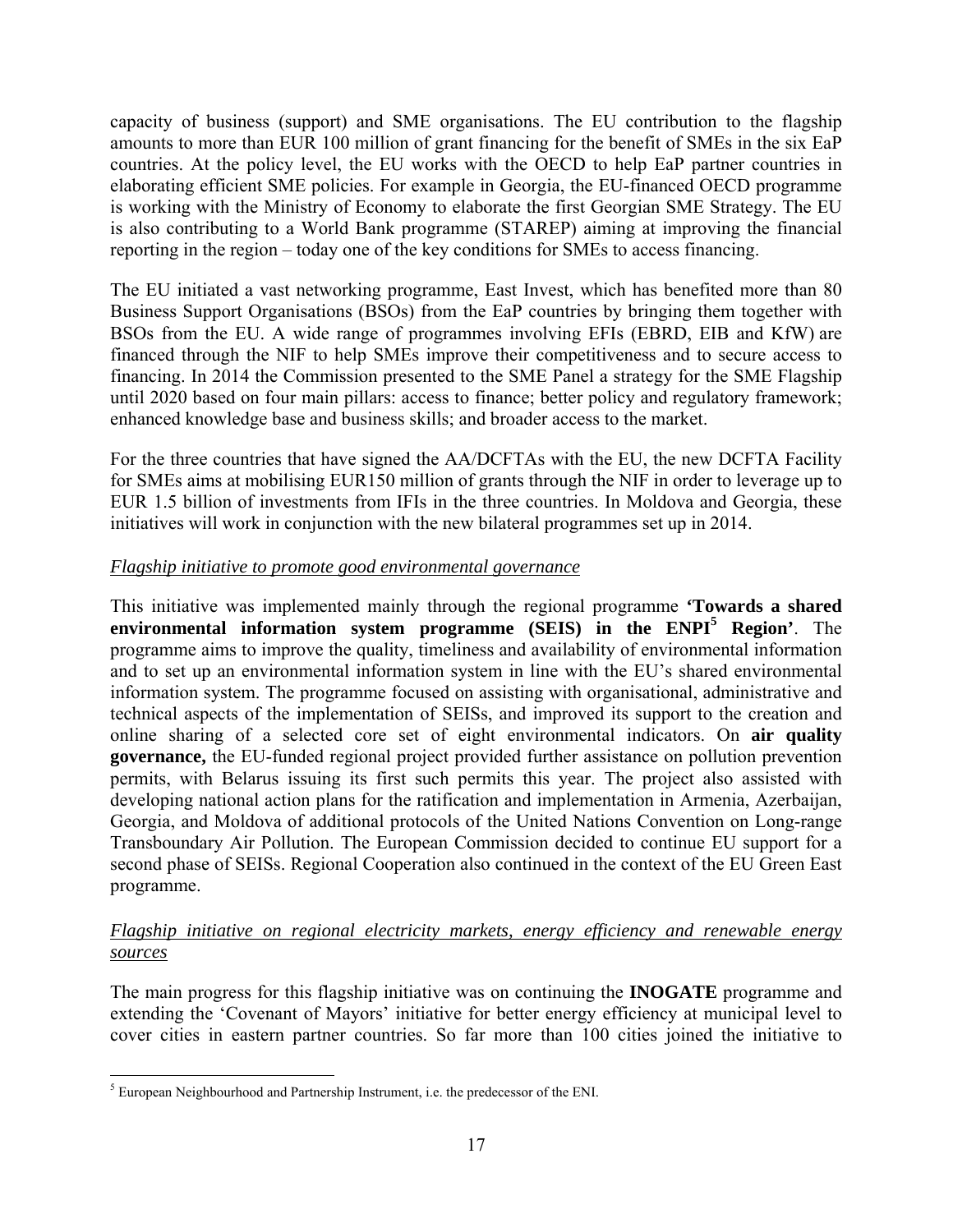capacity of business (support) and SME organisations. The EU contribution to the flagship amounts to more than EUR 100 million of grant financing for the benefit of SMEs in the six EaP countries. At the policy level, the EU works with the OECD to help EaP partner countries in elaborating efficient SME policies. For example in Georgia, the EU-financed OECD programme is working with the Ministry of Economy to elaborate the first Georgian SME Strategy. The EU is also contributing to a World Bank programme (STAREP) aiming at improving the financial reporting in the region – today one of the key conditions for SMEs to access financing.

The EU initiated a vast networking programme, East Invest, which has benefited more than 80 Business Support Organisations (BSOs) from the EaP countries by bringing them together with BSOs from the EU. A wide range of programmes involving EFIs (EBRD, EIB and KfW) are financed through the NIF to help SMEs improve their competitiveness and to secure access to financing. In 2014 the Commission presented to the SME Panel a strategy for the SME Flagship until 2020 based on four main pillars: access to finance; better policy and regulatory framework; enhanced knowledge base and business skills; and broader access to the market.

For the three countries that have signed the AA/DCFTAs with the EU, the new DCFTA Facility for SMEs aims at mobilising EUR150 million of grants through the NIF in order to leverage up to EUR 1.5 billion of investments from IFIs in the three countries. In Moldova and Georgia, these initiatives will work in conjunction with the new bilateral programmes set up in 2014.

*Flagship initiative to promote good environmental governance*

This initiative was implemented mainly through the regional programme **'Towards a shared environmental information system programme (SEIS) in the ENPI[5] Region'**. The programme aims to improve the quality, timeliness and availability of environmental information and to set up an environmental information system in line with the EU's shared environmental information system. The programme focused on assisting with organisational, administrative and technical aspects of the implementation of SEISs, and improved its support to the creation and online sharing of a selected core set of eight environmental indicators. On **air quality governance,** the EU-funded regional project provided further assistance on pollution prevention permits, with Belarus issuing its first such permits this year. The project also assisted with developing national action plans for the ratification and implementation in Armenia, Azerbaijan, Georgia, and Moldova of additional protocols of the United Nations Convention on Long-range Transboundary Air Pollution. The European Commission decided to continue EU support for a second phase of SEISs. Regional Cooperation also continued in the context of the EU Green East programme.

*Flagship initiative on regional electricity markets, energy efficiency and renewable energy sources*

The main progress for this flagship initiative was on continuing the **INOGATE** programme and extending the 'Covenant of Mayors' initiative for better energy efficiency at municipal level to cover cities in eastern partner countries. So far more than 100 cities joined the initiative to

[5] European Neighbourhood and Partnership Instrument, i.e. the predecessor of the ENI.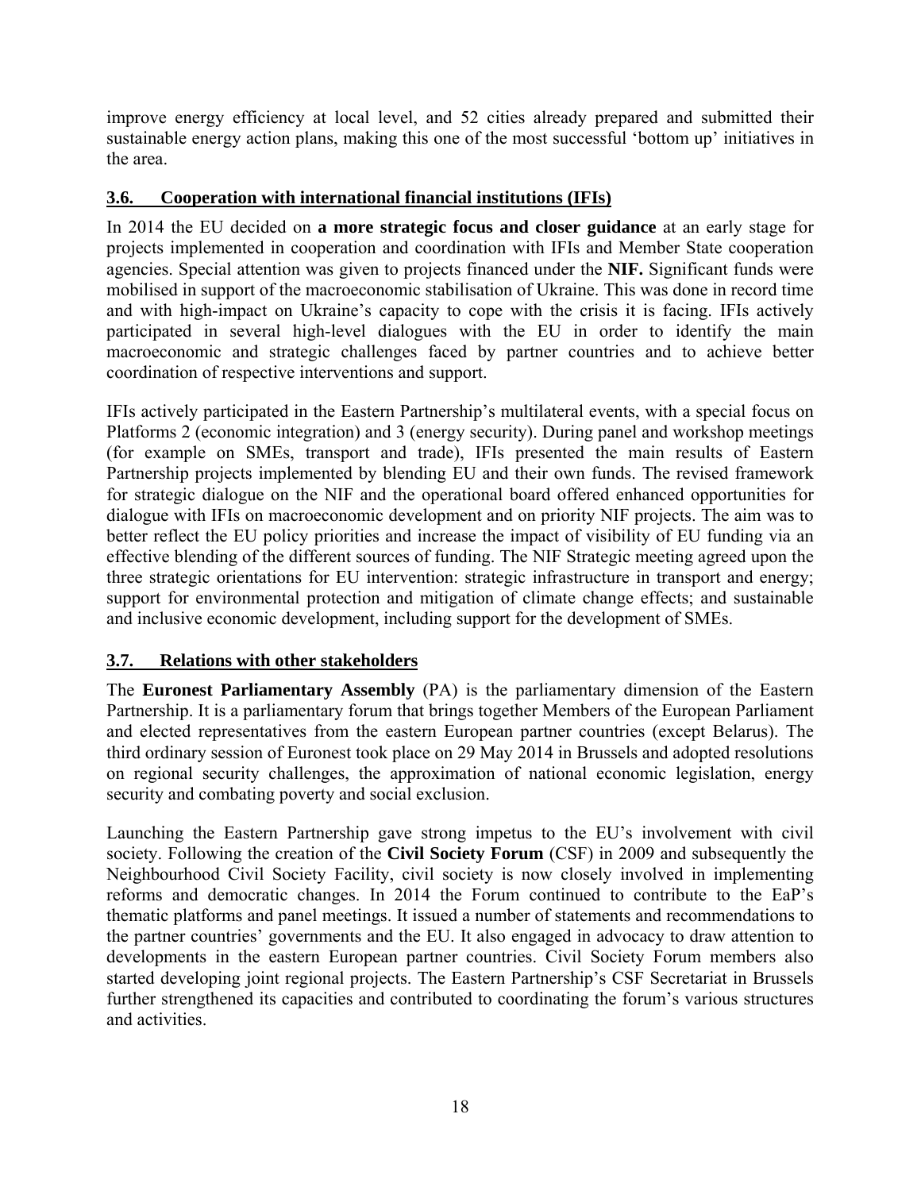improve energy efficiency at local level, and 52 cities already prepared and submitted their sustainable energy action plans, making this one of the most successful 'bottom up' initiatives in the area.

### 3.6. Cooperation with international financial institutions (IFIs)

In 2014 the EU decided on **a more strategic focus and closer guidance** at an early stage for projects implemented in cooperation and coordination with IFIs and Member State cooperation agencies. Special attention was given to projects financed under the **NIF.** Significant funds were mobilised in support of the macroeconomic stabilisation of Ukraine. This was done in record time and with high-impact on Ukraine's capacity to cope with the crisis it is facing. IFIs actively participated in several high-level dialogues with the EU in order to identify the main macroeconomic and strategic challenges faced by partner countries and to achieve better coordination of respective interventions and support.

IFIs actively participated in the Eastern Partnership's multilateral events, with a special focus on Platforms 2 (economic integration) and 3 (energy security). During panel and workshop meetings (for example on SMEs, transport and trade), IFIs presented the main results of Eastern Partnership projects implemented by blending EU and their own funds. The revised framework for strategic dialogue on the NIF and the operational board offered enhanced opportunities for dialogue with IFIs on macroeconomic development and on priority NIF projects. The aim was to better reflect the EU policy priorities and increase the impact of visibility of EU funding via an effective blending of the different sources of funding. The NIF Strategic meeting agreed upon the three strategic orientations for EU intervention: strategic infrastructure in transport and energy; support for environmental protection and mitigation of climate change effects; and sustainable and inclusive economic development, including support for the development of SMEs.

### 3.7. Relations with other stakeholders

The **Euronest Parliamentary Assembly** (PA) is the parliamentary dimension of the Eastern Partnership. It is a parliamentary forum that brings together Members of the European Parliament and elected representatives from the eastern European partner countries (except Belarus). The third ordinary session of Euronest took place on 29 May 2014 in Brussels and adopted resolutions on regional security challenges, the approximation of national economic legislation, energy security and combating poverty and social exclusion.

Launching the Eastern Partnership gave strong impetus to the EU's involvement with civil society. Following the creation of the **Civil Society Forum** (CSF) in 2009 and subsequently the Neighbourhood Civil Society Facility, civil society is now closely involved in implementing reforms and democratic changes. In 2014 the Forum continued to contribute to the EaP's thematic platforms and panel meetings. It issued a number of statements and recommendations to the partner countries' governments and the EU. It also engaged in advocacy to draw attention to developments in the eastern European partner countries. Civil Society Forum members also started developing joint regional projects. The Eastern Partnership's CSF Secretariat in Brussels further strengthened its capacities and contributed to coordinating the forum's various structures and activities.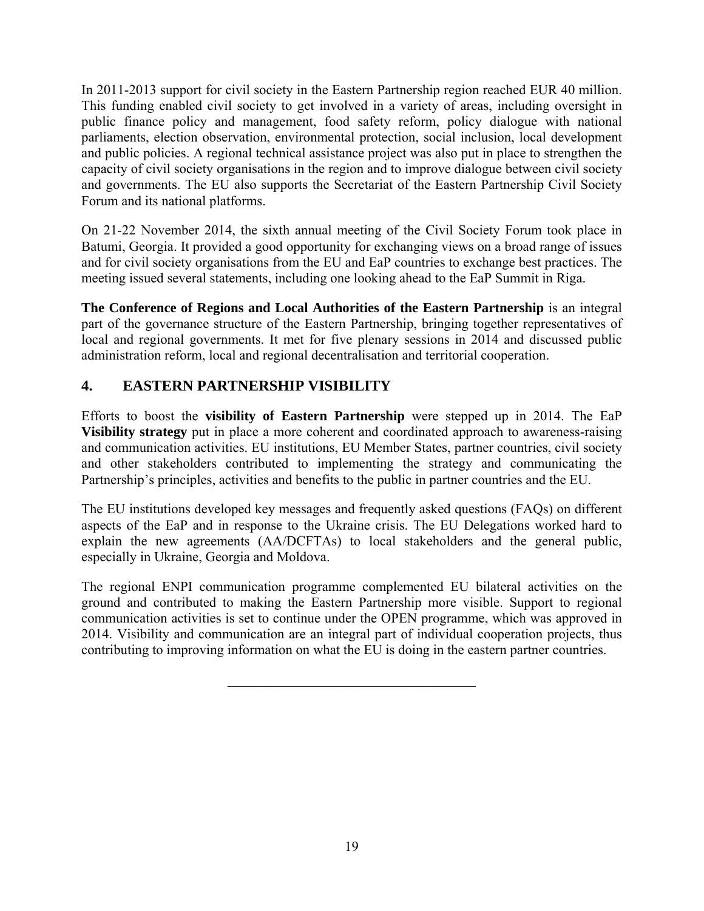In 2011-2013 support for civil society in the Eastern Partnership region reached EUR 40 million. This funding enabled civil society to get involved in a variety of areas, including oversight in public finance policy and management, food safety reform, policy dialogue with national parliaments, election observation, environmental protection, social inclusion, local development and public policies. A regional technical assistance project was also put in place to strengthen the capacity of civil society organisations in the region and to improve dialogue between civil society and governments. The EU also supports the Secretariat of the Eastern Partnership Civil Society Forum and its national platforms.

On 21-22 November 2014, the sixth annual meeting of the Civil Society Forum took place in Batumi, Georgia. It provided a good opportunity for exchanging views on a broad range of issues and for civil society organisations from the EU and EaP countries to exchange best practices. The meeting issued several statements, including one looking ahead to the EaP Summit in Riga.

**The Conference of Regions and Local Authorities of the Eastern Partnership** is an integral part of the governance structure of the Eastern Partnership, bringing together representatives of local and regional governments. It met for five plenary sessions in 2014 and discussed public administration reform, local and regional decentralisation and territorial cooperation.

## 4. EASTERN PARTNERSHIP VISIBILITY

Efforts to boost the **visibility of Eastern Partnership** were stepped up in 2014. The EaP **Visibility strategy** put in place a more coherent and coordinated approach to awareness-raising and communication activities. EU institutions, EU Member States, partner countries, civil society and other stakeholders contributed to implementing the strategy and communicating the Partnership's principles, activities and benefits to the public in partner countries and the EU.

The EU institutions developed key messages and frequently asked questions (FAQs) on different aspects of the EaP and in response to the Ukraine crisis. The EU Delegations worked hard to explain the new agreements (AA/DCFTAs) to local stakeholders and the general public, especially in Ukraine, Georgia and Moldova.

The regional ENPI communication programme complemented EU bilateral activities on the ground and contributed to making the Eastern Partnership more visible. Support to regional communication activities is set to continue under the OPEN programme, which was approved in 2014. Visibility and communication are an integral part of individual cooperation projects, thus contributing to improving information on what the EU is doing in the eastern partner countries.